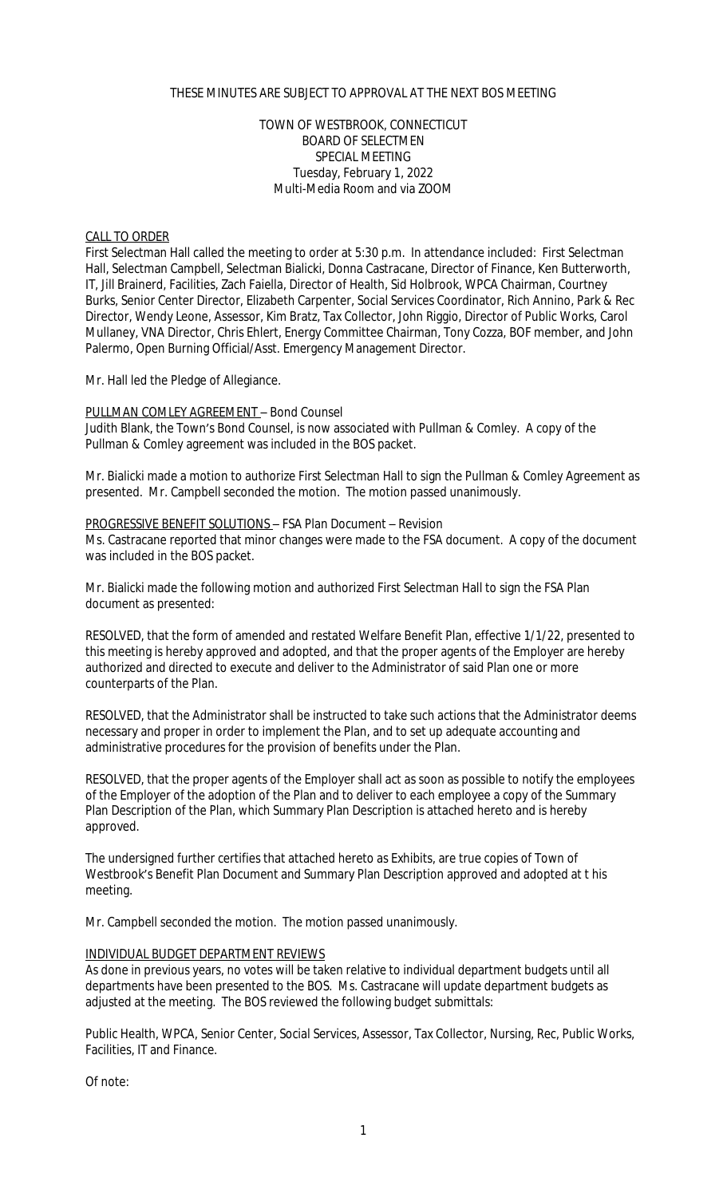THESE MINUTES ARE SUBJECT TO APPROVAL AT THE NEXT BOS MEETING

TOWN OF WESTBROOK, CONNECTICUT
BOARD OF SELECTMEN
SPECIAL MEETING
Tuesday, February 1, 2022
Multi-Media Room and via ZOOM

## CALL TO ORDER

First Selectman Hall called the meeting to order at 5:30 p.m. In attendance included: First Selectman Hall, Selectman Campbell, Selectman Bialicki, Donna Castracane, Director of Finance, Ken Butterworth, IT, Jill Brainerd, Facilities, Zach Faiella, Director of Health, Sid Holbrook, WPCA Chairman, Courtney Burks, Senior Center Director, Elizabeth Carpenter, Social Services Coordinator, Rich Annino, Park & Rec Director, Wendy Leone, Assessor, Kim Bratz, Tax Collector, John Riggio, Director of Public Works, Carol Mullaney, VNA Director, Chris Ehlert, Energy Committee Chairman, Tony Cozza, BOF member, and John Palermo, Open Burning Official/Asst. Emergency Management Director.

Mr. Hall led the Pledge of Allegiance.

## PULLMAN COMLEY AGREEMENT – Bond Counsel

Judith Blank, the Town's Bond Counsel, is now associated with Pullman & Comley. A copy of the Pullman & Comley agreement was included in the BOS packet.

Mr. Bialicki made a motion to authorize First Selectman Hall to sign the Pullman & Comley Agreement as presented. Mr. Campbell seconded the motion. The motion passed unanimously.

## PROGRESSIVE BENEFIT SOLUTIONS – FSA Plan Document – Revision

Ms. Castracane reported that minor changes were made to the FSA document. A copy of the document was included in the BOS packet.

Mr. Bialicki made the following motion and authorized First Selectman Hall to sign the FSA Plan document as presented:

RESOLVED, that the form of amended and restated Welfare Benefit Plan, effective 1/1/22, presented to this meeting is hereby approved and adopted, and that the proper agents of the Employer are hereby authorized and directed to execute and deliver to the Administrator of said Plan one or more counterparts of the Plan.

RESOLVED, that the Administrator shall be instructed to take such actions that the Administrator deems necessary and proper in order to implement the Plan, and to set up adequate accounting and administrative procedures for the provision of benefits under the Plan.

RESOLVED, that the proper agents of the Employer shall act as soon as possible to notify the employees of the Employer of the adoption of the Plan and to deliver to each employee a copy of the Summary Plan Description of the Plan, which Summary Plan Description is attached hereto and is hereby approved.

The undersigned further certifies that attached hereto as Exhibits, are true copies of Town of Westbrook's Benefit Plan Document and Summary Plan Description approved and adopted at t his meeting.

Mr. Campbell seconded the motion. The motion passed unanimously.

## INDIVIDUAL BUDGET DEPARTMENT REVIEWS

As done in previous years, no votes will be taken relative to individual department budgets until all departments have been presented to the BOS. Ms. Castracane will update department budgets as adjusted at the meeting. The BOS reviewed the following budget submittals:

Public Health, WPCA, Senior Center, Social Services, Assessor, Tax Collector, Nursing, Rec, Public Works, Facilities, IT and Finance.

Of note: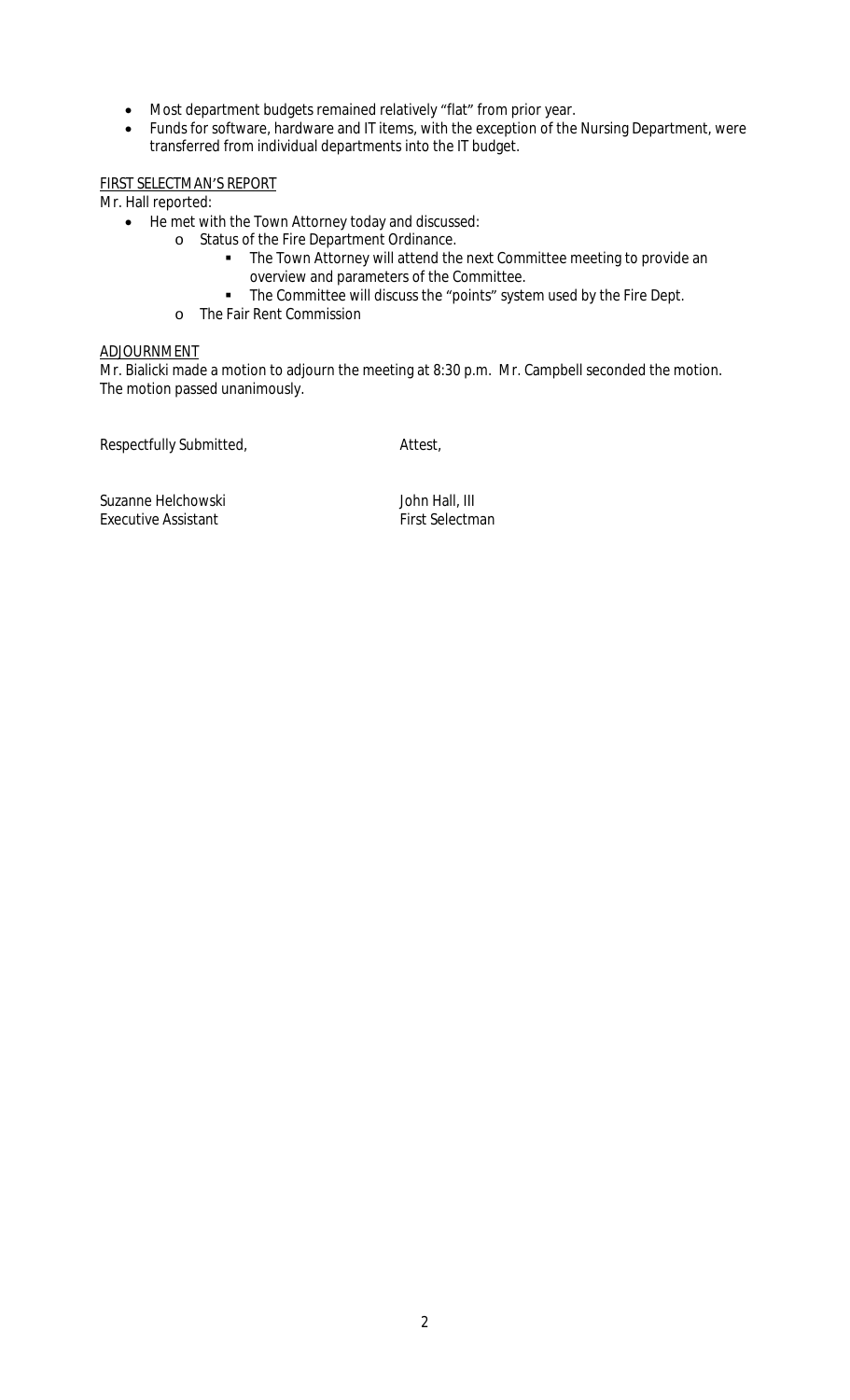- Most department budgets remained relatively "flat" from prior year.
- Funds for software, hardware and IT items, with the exception of the Nursing Department, were transferred from individual departments into the IT budget.

FIRST SELECTMAN'S REPORT

Mr. Hall reported:

- He met with the Town Attorney today and discussed:
  - Status of the Fire Department Ordinance.
    - The Town Attorney will attend the next Committee meeting to provide an overview and parameters of the Committee.
    - The Committee will discuss the "points" system used by the Fire Dept.
  - The Fair Rent Commission

ADJOURNMENT

Mr. Bialicki made a motion to adjourn the meeting at 8:30 p.m. Mr. Campbell seconded the motion. The motion passed unanimously.

Respectfully Submitted, Attest,

Suzanne Helchowski
Executive Assistant

John Hall, III
First Selectman